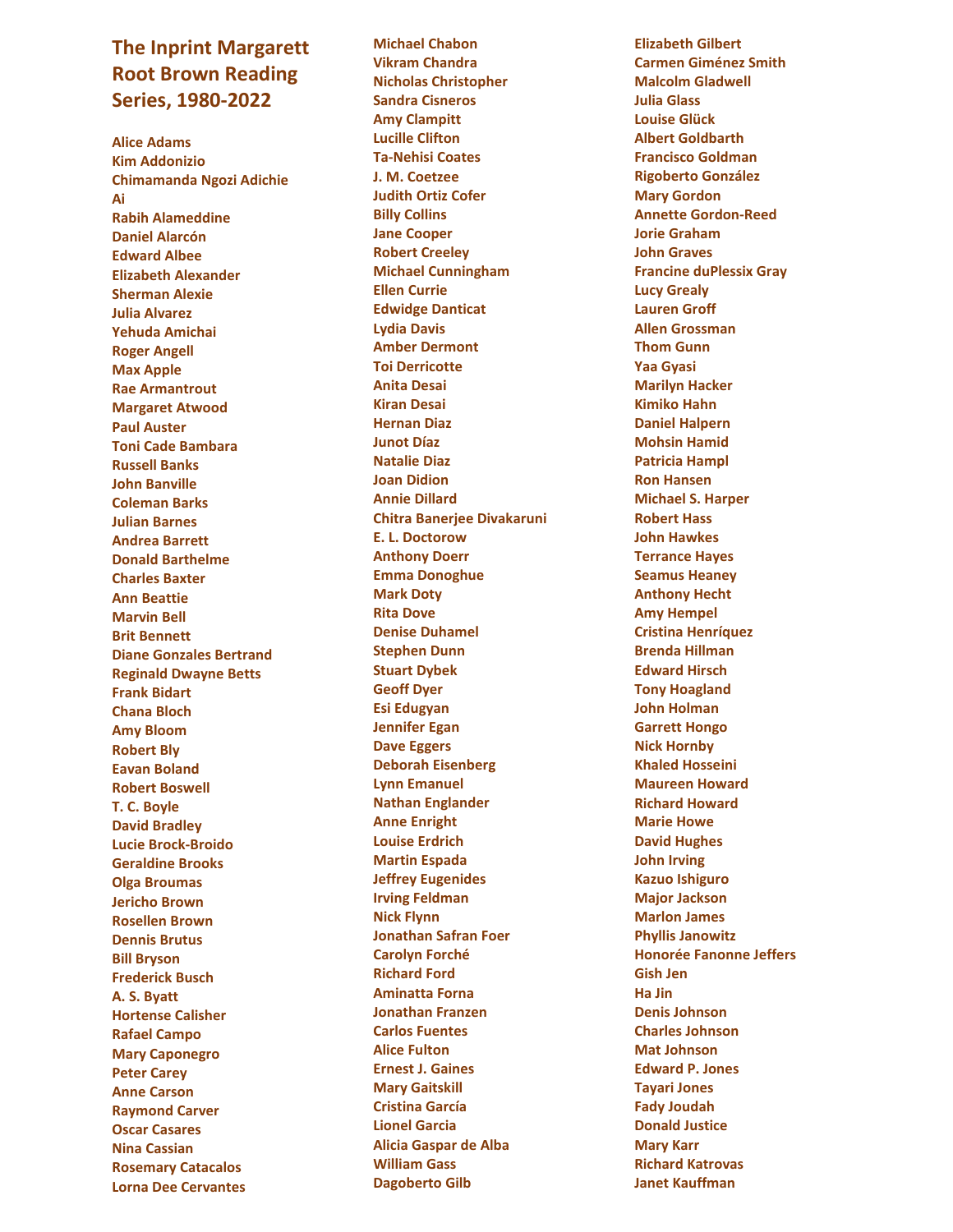# The Inprint Margarett Root Brown Reading Series, 1980-2022

Alice Adams
Kim Addonizio
Chimamanda Ngozi Adichie
Ai
Rabih Alameddine
Daniel Alarcón
Edward Albee
Elizabeth Alexander
Sherman Alexie
Julia Alvarez
Yehuda Amichai
Roger Angell
Max Apple
Rae Armantrout
Margaret Atwood
Paul Auster
Toni Cade Bambara
Russell Banks
John Banville
Coleman Barks
Julian Barnes
Andrea Barrett
Donald Barthelme
Charles Baxter
Ann Beattie
Marvin Bell
Brit Bennett
Diane Gonzales Bertrand
Reginald Dwayne Betts
Frank Bidart
Chana Bloch
Amy Bloom
Robert Bly
Eavan Boland
Robert Boswell
T. C. Boyle
David Bradley
Lucie Brock-Broido
Geraldine Brooks
Olga Broumas
Jericho Brown
Rosellen Brown
Dennis Brutus
Bill Bryson
Frederick Busch
A. S. Byatt
Hortense Calisher
Rafael Campo
Mary Caponegro
Peter Carey
Anne Carson
Raymond Carver
Oscar Casares
Nina Cassian
Rosemary Catacalos
Lorna Dee Cervantes
Michael Chabon
Vikram Chandra
Nicholas Christopher
Sandra Cisneros
Amy Clampitt
Lucille Clifton
Ta-Nehisi Coates
J. M. Coetzee
Judith Ortiz Cofer
Billy Collins
Jane Cooper
Robert Creeley
Michael Cunningham
Ellen Currie
Edwidge Danticat
Lydia Davis
Amber Dermont
Toi Derricotte
Anita Desai
Kiran Desai
Hernan Diaz
Junot Díaz
Natalie Diaz
Joan Didion
Annie Dillard
Chitra Banerjee Divakaruni
E. L. Doctorow
Anthony Doerr
Emma Donoghue
Mark Doty
Rita Dove
Denise Duhamel
Stephen Dunn
Stuart Dybek
Geoff Dyer
Esi Edugyan
Jennifer Egan
Dave Eggers
Deborah Eisenberg
Lynn Emanuel
Nathan Englander
Anne Enright
Louise Erdrich
Martin Espada
Jeffrey Eugenides
Irving Feldman
Nick Flynn
Jonathan Safran Foer
Carolyn Forché
Richard Ford
Aminatta Forna
Jonathan Franzen
Carlos Fuentes
Alice Fulton
Ernest J. Gaines
Mary Gaitskill
Cristina García
Lionel Garcia
Alicia Gaspar de Alba
William Gass
Dagoberto Gilb
Elizabeth Gilbert
Carmen Giménez Smith
Malcolm Gladwell
Julia Glass
Louise Glück
Albert Goldbarth
Francisco Goldman
Rigoberto González
Mary Gordon
Annette Gordon-Reed
Jorie Graham
John Graves
Francine duPlessix Gray
Lucy Grealy
Lauren Groff
Allen Grossman
Thom Gunn
Yaa Gyasi
Marilyn Hacker
Kimiko Hahn
Daniel Halpern
Mohsin Hamid
Patricia Hampl
Ron Hansen
Michael S. Harper
Robert Hass
John Hawkes
Terrance Hayes
Seamus Heaney
Anthony Hecht
Amy Hempel
Cristina Henríquez
Brenda Hillman
Edward Hirsch
Tony Hoagland
John Holman
Garrett Hongo
Nick Hornby
Khaled Hosseini
Maureen Howard
Richard Howard
Marie Howe
David Hughes
John Irving
Kazuo Ishiguro
Major Jackson
Marlon James
Phyllis Janowitz
Honorée Fanonne Jeffers
Gish Jen
Ha Jin
Denis Johnson
Charles Johnson
Mat Johnson
Edward P. Jones
Tayari Jones
Fady Joudah
Donald Justice
Mary Karr
Richard Katrovas
Janet Kauffman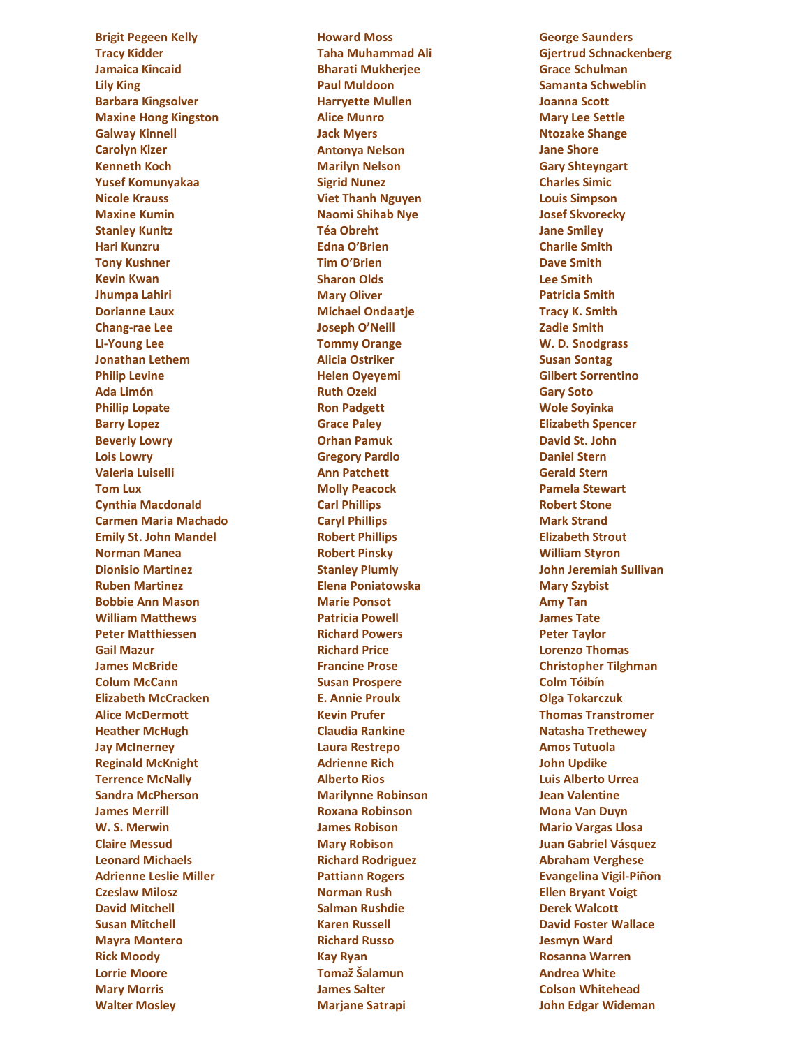**Brigit Pegeen Kelly**
**Tracy Kidder**
**Jamaica Kincaid**
**Lily King**
**Barbara Kingsolver**
**Maxine Hong Kingston**
**Galway Kinnell**
**Carolyn Kizer**
**Kenneth Koch**
**Yusef Komunyakaa**
**Nicole Krauss**
**Maxine Kumin**
**Stanley Kunitz**
**Hari Kunzru**
**Tony Kushner**
**Kevin Kwan**
**Jhumpa Lahiri**
**Dorianne Laux**
**Chang-rae Lee**
**Li-Young Lee**
**Jonathan Lethem**
**Philip Levine**
**Ada Limón**
**Phillip Lopate**
**Barry Lopez**
**Beverly Lowry**
**Lois Lowry**
**Valeria Luiselli**
**Tom Lux**
**Cynthia Macdonald**
**Carmen Maria Machado**
**Emily St. John Mandel**
**Norman Manea**
**Dionisio Martinez**
**Ruben Martinez**
**Bobbie Ann Mason**
**William Matthews**
**Peter Matthiessen**
**Gail Mazur**
**James McBride**
**Colum McCann**
**Elizabeth McCracken**
**Alice McDermott**
**Heather McHugh**
**Jay McInerney**
**Reginald McKnight**
**Terrence McNally**
**Sandra McPherson**
**James Merrill**
**W. S. Merwin**
**Claire Messud**
**Leonard Michaels**
**Adrienne Leslie Miller**
**Czeslaw Milosz**
**David Mitchell**
**Susan Mitchell**
**Mayra Montero**
**Rick Moody**
**Lorrie Moore**
**Mary Morris**
**Walter Mosley**
**Howard Moss**
**Taha Muhammad Ali**
**Bharati Mukherjee**
**Paul Muldoon**
**Harryette Mullen**
**Alice Munro**
**Jack Myers**
**Antonya Nelson**
**Marilyn Nelson**
**Sigrid Nunez**
**Viet Thanh Nguyen**
**Naomi Shihab Nye**
**Téa Obreht**
**Edna O'Brien**
**Tim O'Brien**
**Sharon Olds**
**Mary Oliver**
**Michael Ondaatje**
**Joseph O'Neill**
**Tommy Orange**
**Alicia Ostriker**
**Helen Oyeyemi**
**Ruth Ozeki**
**Ron Padgett**
**Grace Paley**
**Orhan Pamuk**
**Gregory Pardlo**
**Ann Patchett**
**Molly Peacock**
**Carl Phillips**
**Caryl Phillips**
**Robert Phillips**
**Robert Pinsky**
**Stanley Plumly**
**Elena Poniatowska**
**Marie Ponsot**
**Patricia Powell**
**Richard Powers**
**Richard Price**
**Francine Prose**
**Susan Prospere**
**E. Annie Proulx**
**Kevin Prufer**
**Claudia Rankine**
**Laura Restrepo**
**Adrienne Rich**
**Alberto Rios**
**Marilynne Robinson**
**Roxana Robinson**
**James Robison**
**Mary Robison**
**Richard Rodriguez**
**Pattiann Rogers**
**Norman Rush**
**Salman Rushdie**
**Karen Russell**
**Richard Russo**
**Kay Ryan**
**Tomaž Šalamun**
**James Salter**
**Marjane Satrapi**
**George Saunders**
**Gjertrud Schnackenberg**
**Grace Schulman**
**Samanta Schweblin**
**Joanna Scott**
**Mary Lee Settle**
**Ntozake Shange**
**Jane Shore**
**Gary Shteyngart**
**Charles Simic**
**Louis Simpson**
**Josef Skvorecky**
**Jane Smiley**
**Charlie Smith**
**Dave Smith**
**Lee Smith**
**Patricia Smith**
**Tracy K. Smith**
**Zadie Smith**
**W. D. Snodgrass**
**Susan Sontag**
**Gilbert Sorrentino**
**Gary Soto**
**Wole Soyinka**
**Elizabeth Spencer**
**David St. John**
**Daniel Stern**
**Gerald Stern**
**Pamela Stewart**
**Robert Stone**
**Mark Strand**
**Elizabeth Strout**
**William Styron**
**John Jeremiah Sullivan**
**Mary Szybist**
**Amy Tan**
**James Tate**
**Peter Taylor**
**Lorenzo Thomas**
**Christopher Tilghman**
**Colm Tóibín**
**Olga Tokarczuk**
**Thomas Transtromer**
**Natasha Trethewey**
**Amos Tutuola**
**John Updike**
**Luis Alberto Urrea**
**Jean Valentine**
**Mona Van Duyn**
**Mario Vargas Llosa**
**Juan Gabriel Vásquez**
**Abraham Verghese**
**Evangelina Vigil-Piñon**
**Ellen Bryant Voigt**
**Derek Walcott**
**David Foster Wallace**
**Jesmyn Ward**
**Rosanna Warren**
**Andrea White**
**Colson Whitehead**
**John Edgar Wideman**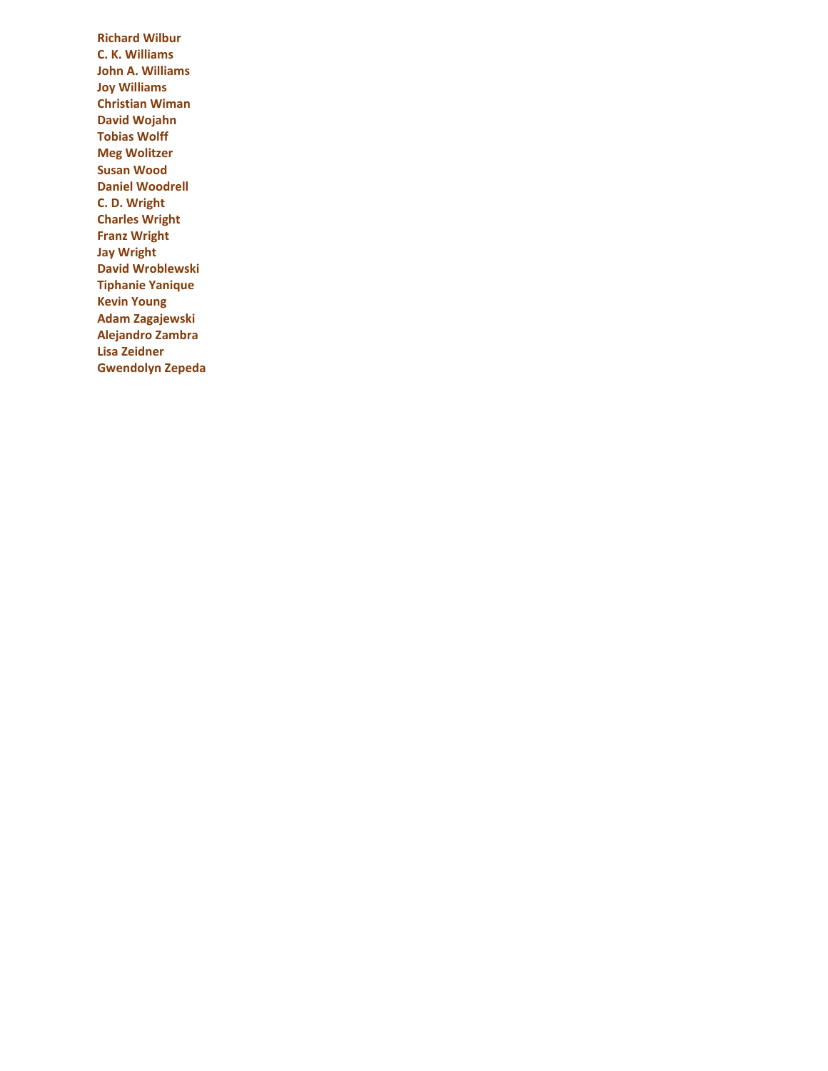**Richard Wilbur**
**C. K. Williams**
**John A. Williams**
**Joy Williams**
**Christian Wiman**
**David Wojahn**
**Tobias Wolff**
**Meg Wolitzer**
**Susan Wood**
**Daniel Woodrell**
**C. D. Wright**
**Charles Wright**
**Franz Wright**
**Jay Wright**
**David Wroblewski**
**Tiphanie Yanique**
**Kevin Young**
**Adam Zagajewski**
**Alejandro Zambra**
**Lisa Zeidner**
**Gwendolyn Zepeda**